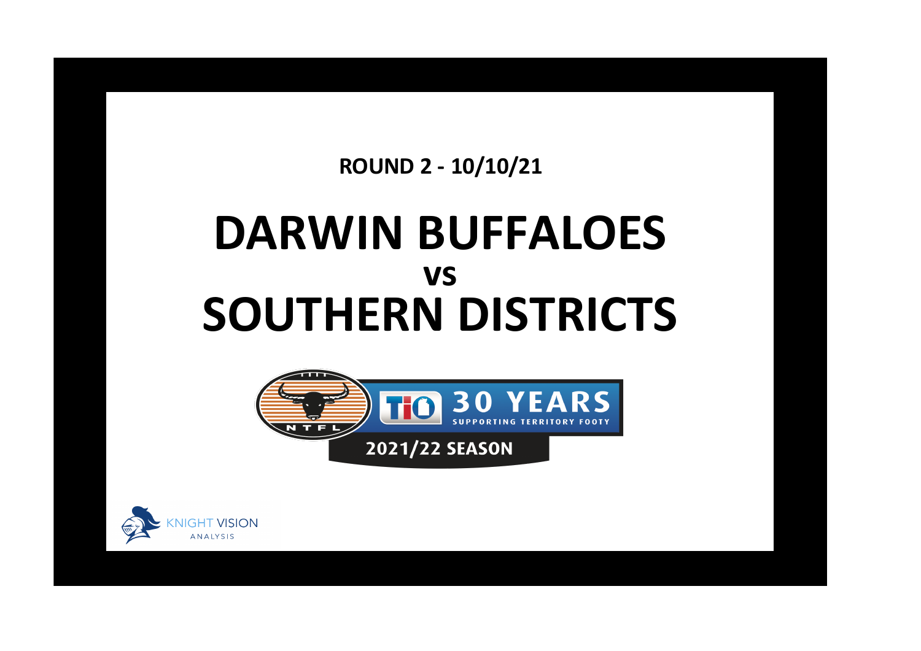**ROUND 2 - 10/10/21**

# DARWIN BUFFALOES
## vs
# SOUTHERN DISTRICTS

NTFL

TIO 30 YEARS SUPPORTING TERRITORY FOOTY

2021/22 SEASON

KNIGHT VISION ANALYSIS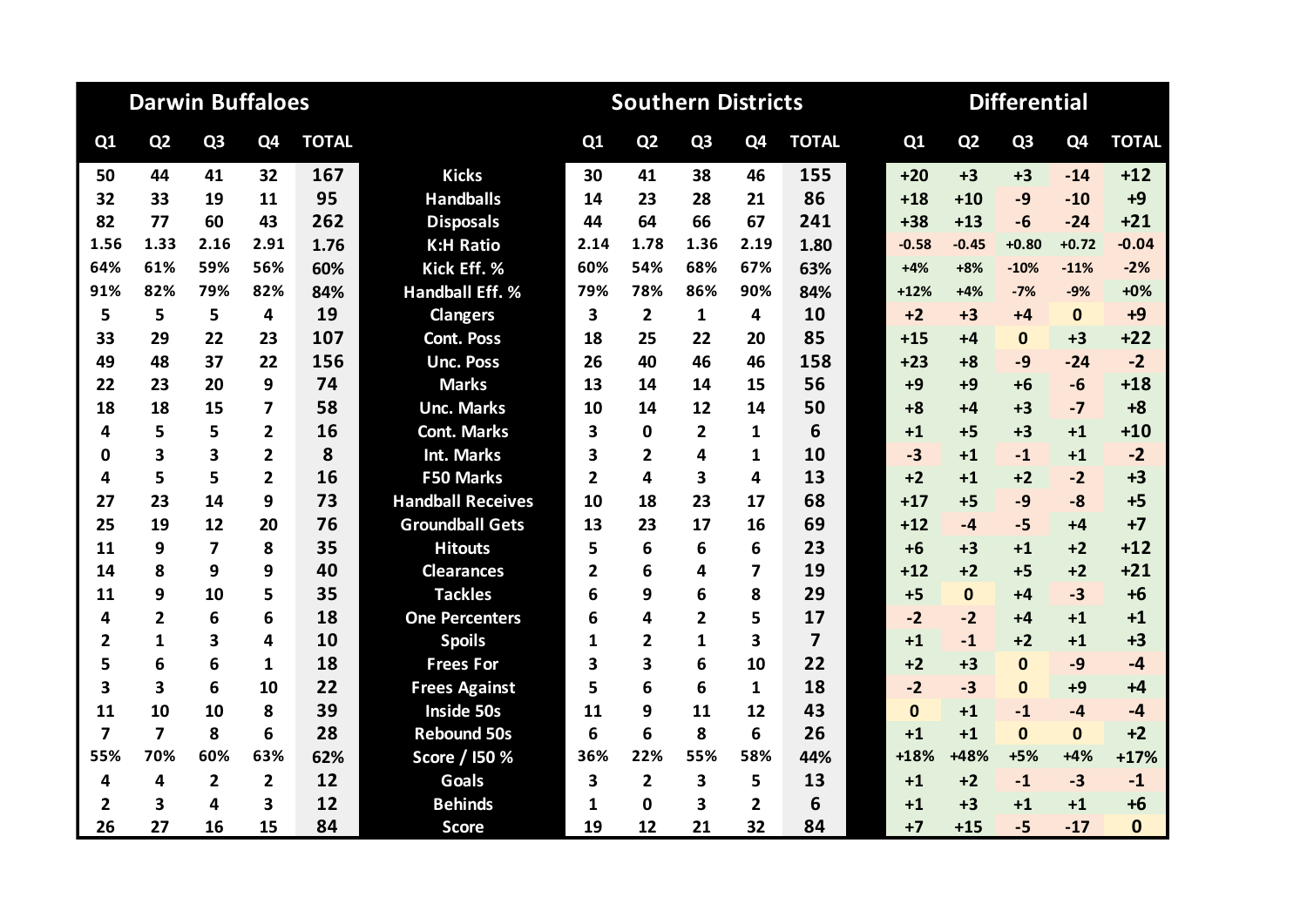| Darwin Buffaloes | | | | | | Southern Districts | | | | | Differential | | | | |
|---|---|---|---|---|---|---|---|---|---|---|---|---|---|---|---|
| Q1 | Q2 | Q3 | Q4 | TOTAL | | Q1 | Q2 | Q3 | Q4 | TOTAL | Q1 | Q2 | Q3 | Q4 | TOTAL |
| 50 | 44 | 41 | 32 | 167 | Kicks | 30 | 41 | 38 | 46 | 155 | +20 | +3 | +3 | -14 | +12 |
| 32 | 33 | 19 | 11 | 95 | Handballs | 14 | 23 | 28 | 21 | 86 | +18 | +10 | -9 | -10 | +9 |
| 82 | 77 | 60 | 43 | 262 | Disposals | 44 | 64 | 66 | 67 | 241 | +38 | +13 | -6 | -24 | +21 |
| 1.56 | 1.33 | 2.16 | 2.91 | 1.76 | K:H Ratio | 2.14 | 1.78 | 1.36 | 2.19 | 1.80 | -0.58 | -0.45 | +0.80 | +0.72 | -0.04 |
| 64% | 61% | 59% | 56% | 60% | Kick Eff. % | 60% | 54% | 68% | 67% | 63% | +4% | +8% | -10% | -11% | -2% |
| 91% | 82% | 79% | 82% | 84% | Handball Eff. % | 79% | 78% | 86% | 90% | 84% | +12% | +4% | -7% | -9% | +0% |
| 5 | 5 | 5 | 4 | 19 | Clangers | 3 | 2 | 1 | 4 | 10 | +2 | +3 | +4 | 0 | +9 |
| 33 | 29 | 22 | 23 | 107 | Cont. Poss | 18 | 25 | 22 | 20 | 85 | +15 | +4 | 0 | +3 | +22 |
| 49 | 48 | 37 | 22 | 156 | Unc. Poss | 26 | 40 | 46 | 46 | 158 | +23 | +8 | -9 | -24 | -2 |
| 22 | 23 | 20 | 9 | 74 | Marks | 13 | 14 | 14 | 15 | 56 | +9 | +9 | +6 | -6 | +18 |
| 18 | 18 | 15 | 7 | 58 | Unc. Marks | 10 | 14 | 12 | 14 | 50 | +8 | +4 | +3 | -7 | +8 |
| 4 | 5 | 5 | 2 | 16 | Cont. Marks | 3 | 0 | 2 | 1 | 6 | +1 | +5 | +3 | +1 | +10 |
| 0 | 3 | 3 | 2 | 8 | Int. Marks | 3 | 2 | 4 | 1 | 10 | -3 | +1 | -1 | +1 | -2 |
| 4 | 5 | 5 | 2 | 16 | F50 Marks | 2 | 4 | 3 | 4 | 13 | +2 | +1 | +2 | -2 | +3 |
| 27 | 23 | 14 | 9 | 73 | Handball Receives | 10 | 18 | 23 | 17 | 68 | +17 | +5 | -9 | -8 | +5 |
| 25 | 19 | 12 | 20 | 76 | Groundball Gets | 13 | 23 | 17 | 16 | 69 | +12 | -4 | -5 | +4 | +7 |
| 11 | 9 | 7 | 8 | 35 | Hitouts | 5 | 6 | 6 | 6 | 23 | +6 | +3 | +1 | +2 | +12 |
| 14 | 8 | 9 | 9 | 40 | Clearances | 2 | 6 | 4 | 7 | 19 | +12 | +2 | +5 | +2 | +21 |
| 11 | 9 | 10 | 5 | 35 | Tackles | 6 | 9 | 6 | 8 | 29 | +5 | 0 | +4 | -3 | +6 |
| 4 | 2 | 6 | 6 | 18 | One Percenters | 6 | 4 | 2 | 5 | 17 | -2 | -2 | +4 | +1 | +1 |
| 2 | 1 | 3 | 4 | 10 | Spoils | 1 | 2 | 1 | 3 | 7 | +1 | -1 | +2 | +1 | +3 |
| 5 | 6 | 6 | 1 | 18 | Frees For | 3 | 3 | 6 | 10 | 22 | +2 | +3 | 0 | -9 | -4 |
| 3 | 3 | 6 | 10 | 22 | Frees Against | 5 | 6 | 6 | 1 | 18 | -2 | -3 | 0 | +9 | +4 |
| 11 | 10 | 10 | 8 | 39 | Inside 50s | 11 | 9 | 11 | 12 | 43 | 0 | +1 | -1 | -4 | -4 |
| 7 | 7 | 8 | 6 | 28 | Rebound 50s | 6 | 6 | 8 | 6 | 26 | +1 | +1 | 0 | 0 | +2 |
| 55% | 70% | 60% | 63% | 62% | Score / I50 % | 36% | 22% | 55% | 58% | 44% | +18% | +48% | +5% | +4% | +17% |
| 4 | 4 | 2 | 2 | 12 | Goals | 3 | 2 | 3 | 5 | 13 | +1 | +2 | -1 | -3 | -1 |
| 2 | 3 | 4 | 3 | 12 | Behinds | 1 | 0 | 3 | 2 | 6 | +1 | +3 | +1 | +1 | +6 |
| 26 | 27 | 16 | 15 | 84 | Score | 19 | 12 | 21 | 32 | 84 | +7 | +15 | -5 | -17 | 0 |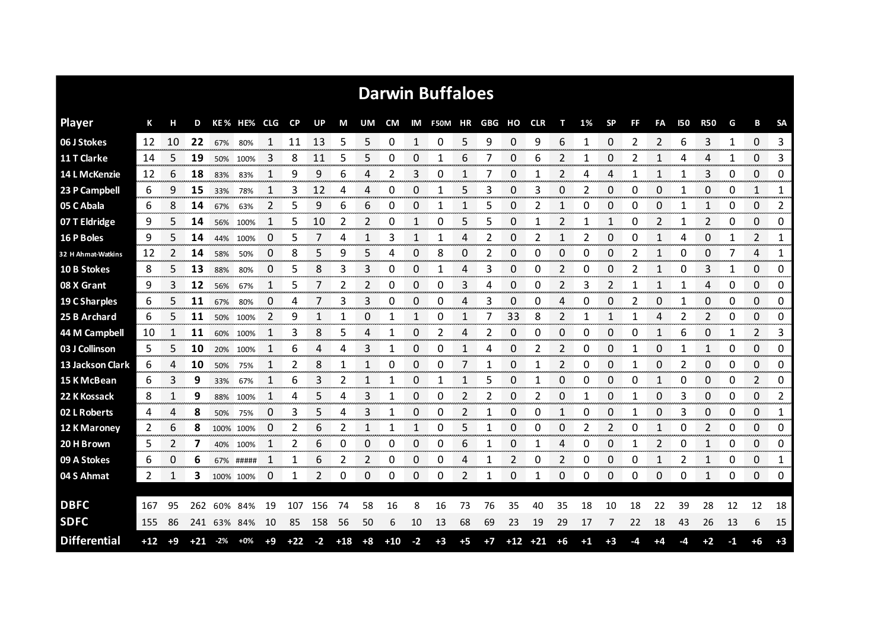# Darwin Buffaloes

| Player | K | H | D | KE % | HE% | CLG | CP | UP | M | UM | CM | IM | F50M | HR | GBG | HO | CLR | T | 1% | SP | FF | FA | I50 | R50 | G | B | SA |
|---|---|---|---|---|---|---|---|---|---|---|---|---|---|---|---|---|---|---|---|---|---|---|---|---|---|---|---|
| 06 J Stokes | 12 | 10 | **22** | 67% | 80% | 1 | 11 | 13 | 5 | 5 | 0 | 1 | 0 | 5 | 9 | 0 | 9 | 6 | 1 | 0 | 2 | 2 | 6 | 3 | 1 | 0 | 3 |
| 11 T Clarke | 14 | 5 | **19** | 50% | 100% | 3 | 8 | 11 | 5 | 5 | 0 | 0 | 1 | 6 | 7 | 0 | 6 | 2 | 1 | 0 | 2 | 1 | 4 | 4 | 1 | 0 | 3 |
| 14 L McKenzie | 12 | 6 | **18** | 83% | 83% | 1 | 9 | 9 | 6 | 4 | 2 | 3 | 0 | 1 | 7 | 0 | 1 | 2 | 4 | 4 | 1 | 1 | 1 | 3 | 0 | 0 | 0 |
| 23 P Campbell | 6 | 9 | **15** | 33% | 78% | 1 | 3 | 12 | 4 | 4 | 0 | 0 | 1 | 5 | 3 | 0 | 3 | 0 | 2 | 0 | 0 | 0 | 1 | 0 | 0 | 1 | 1 |
| 05 C Abala | 6 | 8 | **14** | 67% | 63% | 2 | 5 | 9 | 6 | 6 | 0 | 0 | 1 | 1 | 5 | 0 | 2 | 1 | 0 | 0 | 0 | 0 | 1 | 1 | 0 | 0 | 2 |
| 07 T Eldridge | 9 | 5 | **14** | 56% | 100% | 1 | 5 | 10 | 2 | 2 | 0 | 1 | 0 | 5 | 5 | 0 | 1 | 2 | 1 | 1 | 0 | 2 | 1 | 2 | 0 | 0 | 0 |
| 16 P Boles | 9 | 5 | **14** | 44% | 100% | 0 | 5 | 7 | 4 | 1 | 3 | 1 | 1 | 4 | 2 | 0 | 2 | 1 | 2 | 0 | 0 | 1 | 4 | 0 | 1 | 2 | 1 |
| 32 H Ahmat-Watkins | 12 | 2 | **14** | 58% | 50% | 0 | 8 | 5 | 9 | 5 | 4 | 0 | 8 | 0 | 2 | 0 | 0 | 0 | 0 | 0 | 2 | 1 | 0 | 0 | 7 | 4 | 1 |
| 10 B Stokes | 8 | 5 | **13** | 88% | 80% | 0 | 5 | 8 | 3 | 3 | 0 | 0 | 1 | 4 | 3 | 0 | 0 | 2 | 0 | 0 | 2 | 1 | 0 | 3 | 1 | 0 | 0 |
| 08 X Grant | 9 | 3 | **12** | 56% | 67% | 1 | 5 | 7 | 2 | 2 | 0 | 0 | 0 | 3 | 4 | 0 | 0 | 2 | 3 | 2 | 1 | 1 | 1 | 4 | 0 | 0 | 0 |
| 19 C Sharples | 6 | 5 | **11** | 67% | 80% | 0 | 4 | 7 | 3 | 3 | 0 | 0 | 0 | 4 | 3 | 0 | 0 | 4 | 0 | 0 | 2 | 0 | 1 | 0 | 0 | 0 | 0 |
| 25 B Archard | 6 | 5 | **11** | 50% | 100% | 2 | 9 | 1 | 1 | 0 | 1 | 1 | 0 | 1 | 7 | 33 | 8 | 2 | 1 | 1 | 1 | 4 | 2 | 2 | 0 | 0 | 0 |
| 44 M Campbell | 10 | 1 | **11** | 60% | 100% | 1 | 3 | 8 | 5 | 4 | 1 | 0 | 2 | 4 | 2 | 0 | 0 | 0 | 0 | 0 | 0 | 1 | 6 | 0 | 1 | 2 | 3 |
| 03 J Collinson | 5 | 5 | **10** | 20% | 100% | 1 | 6 | 4 | 4 | 3 | 1 | 0 | 0 | 1 | 4 | 0 | 2 | 2 | 0 | 0 | 1 | 0 | 1 | 1 | 0 | 0 | 0 |
| 13 Jackson Clark | 6 | 4 | **10** | 50% | 75% | 1 | 2 | 8 | 1 | 1 | 0 | 0 | 0 | 7 | 1 | 0 | 1 | 2 | 0 | 0 | 1 | 0 | 2 | 0 | 0 | 0 | 0 |
| 15 K McBean | 6 | 3 | **9** | 33% | 67% | 1 | 6 | 3 | 2 | 1 | 1 | 0 | 1 | 1 | 5 | 0 | 1 | 0 | 0 | 0 | 0 | 1 | 0 | 0 | 0 | 2 | 0 |
| 22 K Kossack | 8 | 1 | **9** | 88% | 100% | 1 | 4 | 5 | 4 | 3 | 1 | 0 | 0 | 2 | 2 | 0 | 2 | 0 | 1 | 0 | 1 | 0 | 3 | 0 | 0 | 0 | 2 |
| 02 L Roberts | 4 | 4 | **8** | 50% | 75% | 0 | 3 | 5 | 4 | 3 | 1 | 0 | 0 | 2 | 1 | 0 | 0 | 1 | 0 | 0 | 1 | 0 | 3 | 0 | 0 | 0 | 1 |
| 12 K Maroney | 2 | 6 | **8** | 100% | 100% | 0 | 2 | 6 | 2 | 1 | 1 | 1 | 0 | 5 | 1 | 0 | 0 | 0 | 2 | 2 | 0 | 1 | 0 | 2 | 0 | 0 | 0 |
| 20 H Brown | 5 | 2 | **7** | 40% | 100% | 1 | 2 | 6 | 0 | 0 | 0 | 0 | 0 | 6 | 1 | 0 | 1 | 4 | 0 | 0 | 1 | 2 | 0 | 1 | 0 | 0 | 0 |
| 09 A Stokes | 6 | 0 | **6** | 67% | ##### | 1 | 1 | 6 | 2 | 2 | 0 | 0 | 0 | 4 | 1 | 2 | 0 | 2 | 0 | 0 | 0 | 1 | 2 | 1 | 0 | 0 | 1 |
| 04 S Ahmat | 2 | 1 | **3** | 100% | 100% | 0 | 1 | 2 | 0 | 0 | 0 | 0 | 0 | 2 | 1 | 0 | 1 | 0 | 0 | 0 | 0 | 0 | 0 | 1 | 0 | 0 | 0 |
| **DBFC** | 167 | 95 | 262 | 60% | 84% | 19 | 107 | 156 | 74 | 58 | 16 | 8 | 16 | 73 | 76 | 35 | 40 | 35 | 18 | 10 | 18 | 22 | 39 | 28 | 12 | 12 | 18 |
| **SDFC** | 155 | 86 | 241 | 63% | 84% | 10 | 85 | 158 | 56 | 50 | 6 | 10 | 13 | 68 | 69 | 23 | 19 | 29 | 17 | 7 | 22 | 18 | 43 | 26 | 13 | 6 | 15 |
| **Differential** | +12 | +9 | +21 | -2% | +0% | +9 | +22 | -2 | +18 | +8 | +10 | -2 | +3 | +5 | +7 | +12 | +21 | +6 | +1 | +3 | -4 | +4 | -4 | +2 | -1 | +6 | +3 |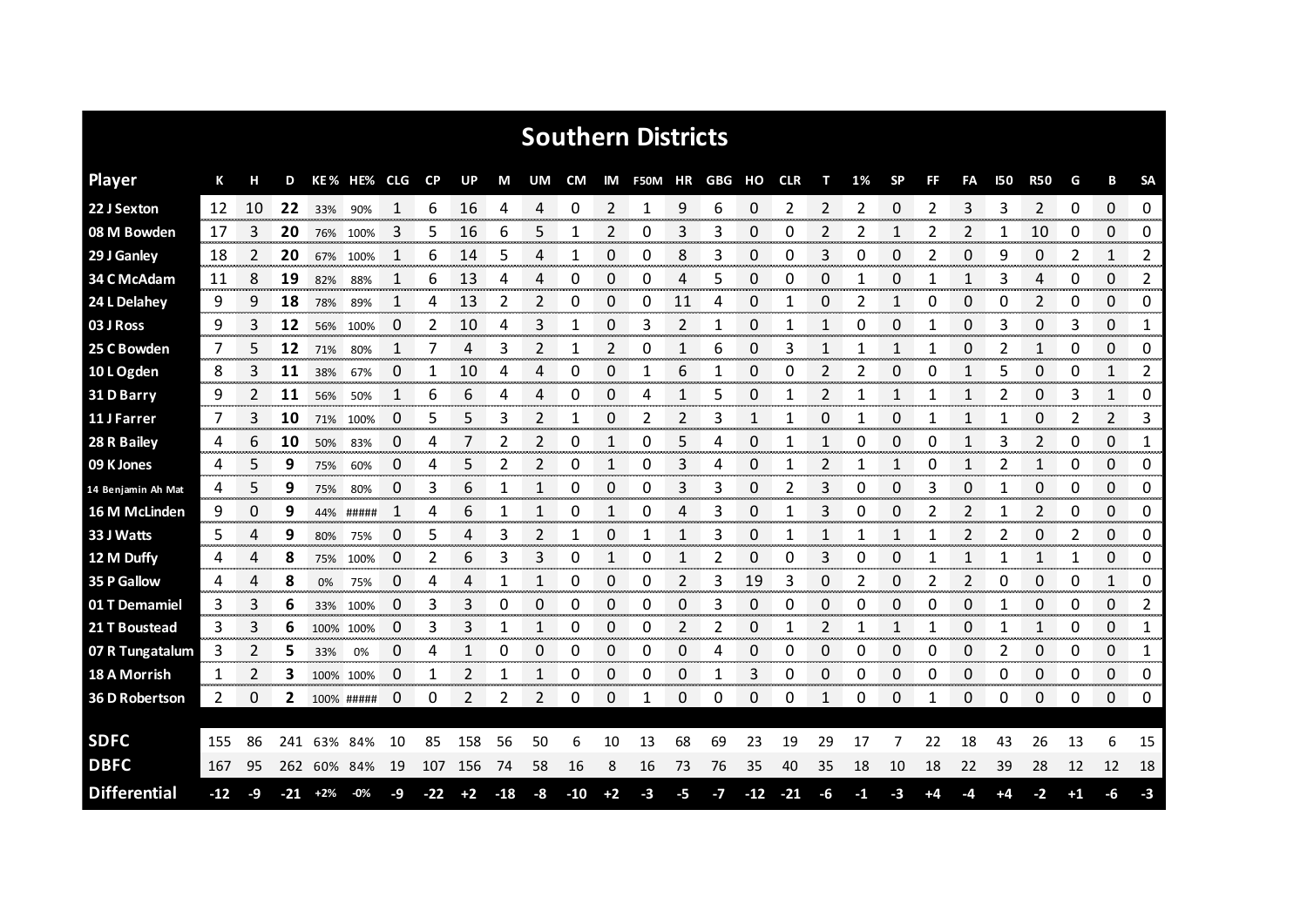# Southern Districts

| Player | K | H | D | KE% | HE% | CLG | CP | UP | M | UM | CM | IM | F50M | HR | GBG | HO | CLR | T | 1% | SP | FF | FA | I50 | R50 | G | B | SA |
|---|---|---|---|---|---|---|---|---|---|---|---|---|---|---|---|---|---|---|---|---|---|---|---|---|---|---|---|
| 22 J Sexton | 12 | 10 | **22** | 33% | 90% | 1 | 6 | 16 | 4 | 4 | 0 | 2 | 1 | 9 | 6 | 0 | 2 | 2 | 2 | 0 | 2 | 3 | 3 | 2 | 0 | 0 | 0 |
| 08 M Bowden | 17 | 3 | **20** | 76% | 100% | 3 | 5 | 16 | 6 | 5 | 1 | 2 | 0 | 3 | 3 | 0 | 0 | 2 | 2 | 1 | 2 | 2 | 1 | 10 | 0 | 0 | 0 |
| 29 J Ganley | 18 | 2 | **20** | 67% | 100% | 1 | 6 | 14 | 5 | 4 | 1 | 0 | 0 | 8 | 3 | 0 | 0 | 3 | 0 | 0 | 2 | 0 | 9 | 0 | 2 | 1 | 2 |
| 34 C McAdam | 11 | 8 | **19** | 82% | 88% | 1 | 6 | 13 | 4 | 4 | 0 | 0 | 0 | 4 | 5 | 0 | 0 | 0 | 1 | 0 | 1 | 1 | 3 | 4 | 0 | 0 | 2 |
| 24 L Delahey | 9 | 9 | **18** | 78% | 89% | 1 | 4 | 13 | 2 | 2 | 0 | 0 | 0 | 11 | 4 | 0 | 1 | 0 | 2 | 1 | 0 | 0 | 0 | 2 | 0 | 0 | 0 |
| 03 J Ross | 9 | 3 | **12** | 56% | 100% | 0 | 2 | 10 | 4 | 3 | 1 | 0 | 3 | 2 | 1 | 0 | 1 | 1 | 0 | 0 | 1 | 0 | 3 | 0 | 3 | 0 | 1 |
| 25 C Bowden | 7 | 5 | **12** | 71% | 80% | 1 | 7 | 4 | 3 | 2 | 1 | 2 | 0 | 1 | 6 | 0 | 3 | 1 | 1 | 1 | 1 | 0 | 2 | 1 | 0 | 0 | 0 |
| 10 L Ogden | 8 | 3 | **11** | 38% | 67% | 0 | 1 | 10 | 4 | 4 | 0 | 0 | 1 | 6 | 1 | 0 | 0 | 2 | 2 | 0 | 0 | 1 | 5 | 0 | 0 | 1 | 2 |
| 31 D Barry | 9 | 2 | **11** | 56% | 50% | 1 | 6 | 6 | 4 | 4 | 0 | 0 | 4 | 1 | 5 | 0 | 1 | 2 | 1 | 1 | 1 | 1 | 2 | 0 | 3 | 1 | 0 |
| 11 J Farrer | 7 | 3 | **10** | 71% | 100% | 0 | 5 | 5 | 3 | 2 | 1 | 0 | 2 | 2 | 3 | 1 | 1 | 0 | 1 | 0 | 1 | 1 | 1 | 0 | 2 | 2 | 3 |
| 28 R Bailey | 4 | 6 | **10** | 50% | 83% | 0 | 4 | 7 | 2 | 2 | 0 | 1 | 0 | 5 | 4 | 0 | 1 | 1 | 0 | 0 | 0 | 1 | 3 | 2 | 0 | 0 | 1 |
| 09 K Jones | 4 | 5 | **9** | 75% | 60% | 0 | 4 | 5 | 2 | 2 | 0 | 1 | 0 | 3 | 4 | 0 | 1 | 2 | 1 | 1 | 0 | 1 | 2 | 1 | 0 | 0 | 0 |
| 14 Benjamin Ah Mat | 4 | 5 | **9** | 75% | 80% | 0 | 3 | 6 | 1 | 1 | 0 | 0 | 0 | 3 | 3 | 0 | 2 | 3 | 0 | 0 | 3 | 0 | 1 | 0 | 0 | 0 | 0 |
| 16 M McLinden | 9 | 0 | **9** | 44% | ##### | 1 | 4 | 6 | 1 | 1 | 0 | 1 | 0 | 4 | 3 | 0 | 1 | 3 | 0 | 0 | 2 | 2 | 1 | 2 | 0 | 0 | 0 |
| 33 J Watts | 5 | 4 | **9** | 80% | 75% | 0 | 5 | 4 | 3 | 2 | 1 | 0 | 1 | 1 | 3 | 0 | 1 | 1 | 1 | 1 | 1 | 2 | 2 | 0 | 2 | 0 | 0 |
| 12 M Duffy | 4 | 4 | **8** | 75% | 100% | 0 | 2 | 6 | 3 | 3 | 0 | 1 | 0 | 1 | 2 | 0 | 0 | 3 | 0 | 0 | 1 | 1 | 1 | 1 | 1 | 0 | 0 |
| 35 P Gallow | 4 | 4 | **8** | 0% | 75% | 0 | 4 | 4 | 1 | 1 | 0 | 0 | 0 | 2 | 3 | 19 | 3 | 0 | 2 | 0 | 2 | 2 | 0 | 0 | 0 | 1 | 0 |
| 01 T Demamiel | 3 | 3 | **6** | 33% | 100% | 0 | 3 | 3 | 0 | 0 | 0 | 0 | 0 | 0 | 3 | 0 | 0 | 0 | 0 | 0 | 0 | 0 | 1 | 0 | 0 | 0 | 2 |
| 21 T Boustead | 3 | 3 | **6** | 100% | 100% | 0 | 3 | 3 | 1 | 1 | 0 | 0 | 0 | 2 | 2 | 0 | 1 | 2 | 1 | 1 | 1 | 0 | 1 | 1 | 0 | 0 | 1 |
| 07 R Tungatalum | 3 | 2 | **5** | 33% | 0% | 0 | 4 | 1 | 0 | 0 | 0 | 0 | 0 | 0 | 4 | 0 | 0 | 0 | 0 | 0 | 0 | 0 | 2 | 0 | 0 | 0 | 1 |
| 18 A Morrish | 1 | 2 | **3** | 100% | 100% | 0 | 1 | 2 | 1 | 1 | 0 | 0 | 0 | 0 | 1 | 3 | 0 | 0 | 0 | 0 | 0 | 0 | 0 | 0 | 0 | 0 | 0 |
| 36 D Robertson | 2 | 0 | **2** | 100% | ##### | 0 | 0 | 2 | 2 | 2 | 0 | 0 | 1 | 0 | 0 | 0 | 0 | 1 | 0 | 0 | 1 | 0 | 0 | 0 | 0 | 0 | 0 |
| **SDFC** | 155 | 86 | 241 | 63% | 84% | 10 | 85 | 158 | 56 | 50 | 6 | 10 | 13 | 68 | 69 | 23 | 19 | 29 | 17 | 7 | 22 | 18 | 43 | 26 | 13 | 6 | 15 |
| **DBFC** | 167 | 95 | 262 | 60% | 84% | 19 | 107 | 156 | 74 | 58 | 16 | 8 | 16 | 73 | 76 | 35 | 40 | 35 | 18 | 10 | 18 | 22 | 39 | 28 | 12 | 12 | 18 |
| **Differential** | -12 | -9 | -21 | +2% | -0% | -9 | -22 | +2 | -18 | -8 | -10 | +2 | -3 | -5 | -7 | -12 | -21 | -6 | -1 | -3 | +4 | -4 | +4 | -2 | +1 | -6 | -3 |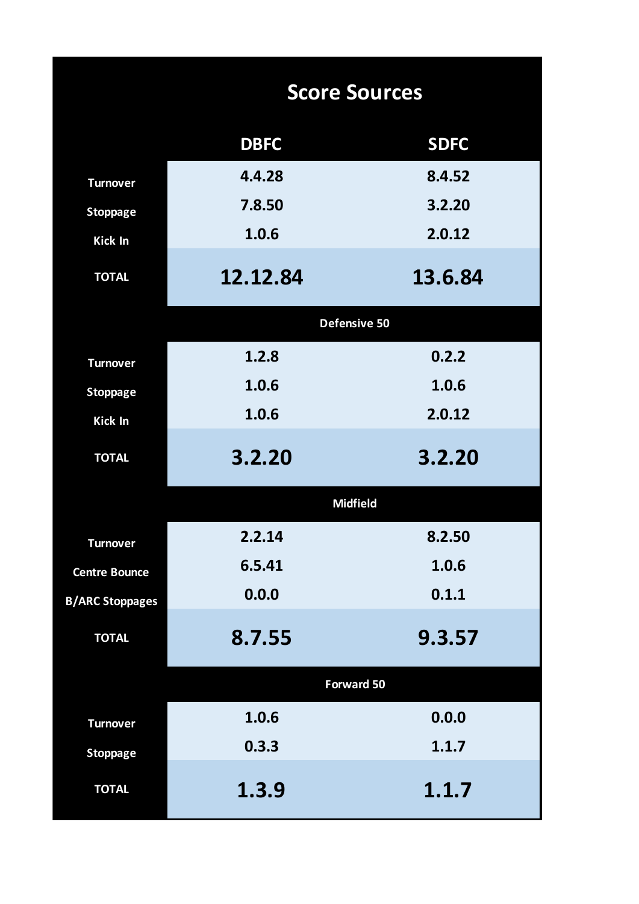# Score Sources

| | DBFC | SDFC |
|---|---|---|
| Turnover | 4.4.28 | 8.4.52 |
| Stoppage | 7.8.50 | 3.2.20 |
| Kick In | 1.0.6 | 2.0.12 |
| **TOTAL** | **12.12.84** | **13.6.84** |
| **Defensive 50** | | |
| Turnover | 1.2.8 | 0.2.2 |
| Stoppage | 1.0.6 | 1.0.6 |
| Kick In | 1.0.6 | 2.0.12 |
| **TOTAL** | **3.2.20** | **3.2.20** |
| **Midfield** | | |
| Turnover | 2.2.14 | 8.2.50 |
| Centre Bounce | 6.5.41 | 1.0.6 |
| B/ARC Stoppages | 0.0.0 | 0.1.1 |
| **TOTAL** | **8.7.55** | **9.3.57** |
| **Forward 50** | | |
| Turnover | 1.0.6 | 0.0.0 |
| Stoppage | 0.3.3 | 1.1.7 |
| **TOTAL** | **1.3.9** | **1.1.7** |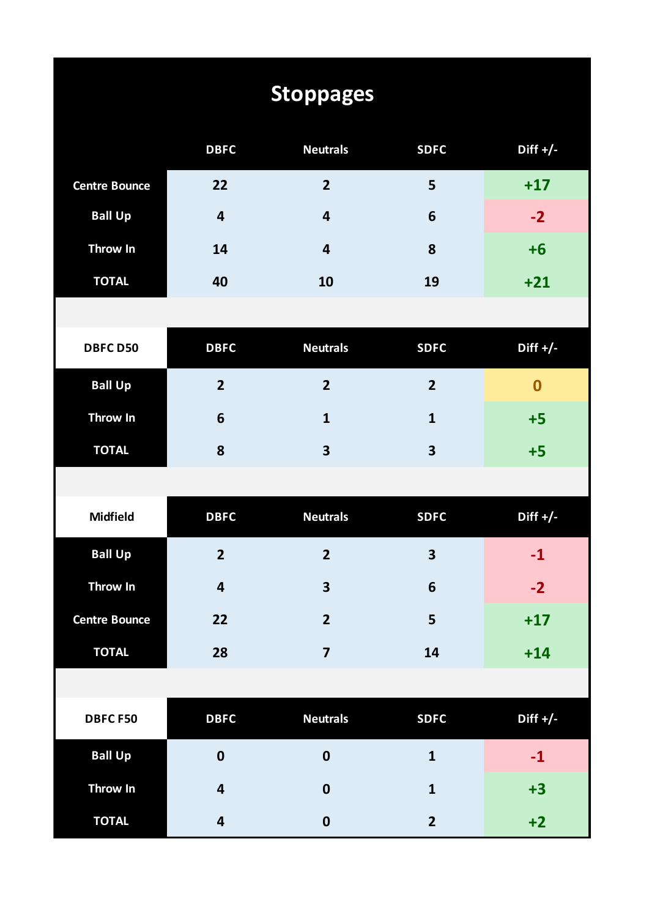# Stoppages

| | DBFC | Neutrals | SDFC | Diff +/- |
|---|---|---|---|---|
| Centre Bounce | 22 | 2 | 5 | +17 |
| Ball Up | 4 | 4 | 6 | -2 |
| Throw In | 14 | 4 | 8 | +6 |
| TOTAL | 40 | 10 | 19 | +21 |

| DBFC D50 | DBFC | Neutrals | SDFC | Diff +/- |
|---|---|---|---|---|
| Ball Up | 2 | 2 | 2 | 0 |
| Throw In | 6 | 1 | 1 | +5 |
| TOTAL | 8 | 3 | 3 | +5 |

| Midfield | DBFC | Neutrals | SDFC | Diff +/- |
|---|---|---|---|---|
| Ball Up | 2 | 2 | 3 | -1 |
| Throw In | 4 | 3 | 6 | -2 |
| Centre Bounce | 22 | 2 | 5 | +17 |
| TOTAL | 28 | 7 | 14 | +14 |

| DBFC F50 | DBFC | Neutrals | SDFC | Diff +/- |
|---|---|---|---|---|
| Ball Up | 0 | 0 | 1 | -1 |
| Throw In | 4 | 0 | 1 | +3 |
| TOTAL | 4 | 0 | 2 | +2 |